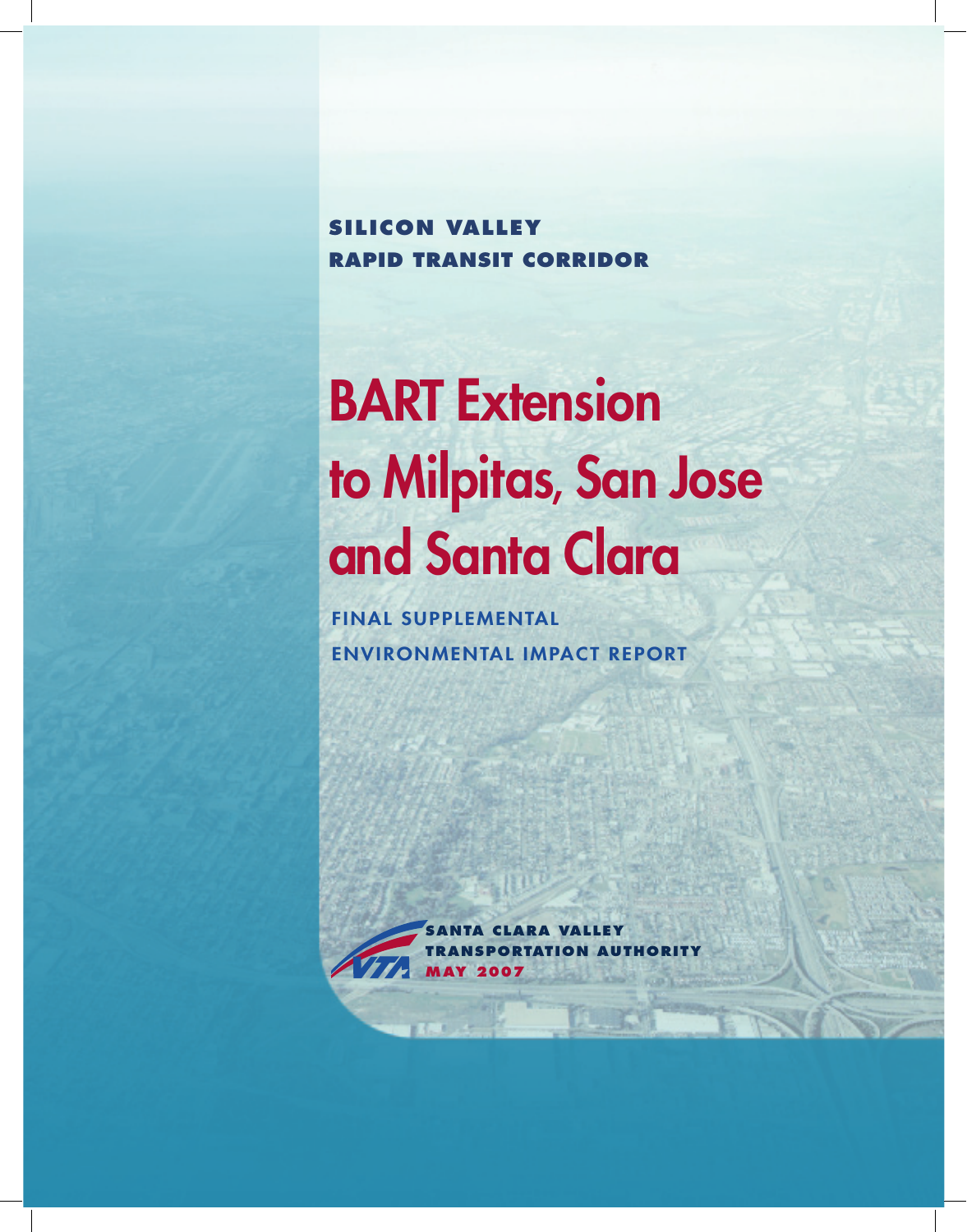**SILICON VALLEY**
**RAPID TRANSIT CORRIDOR**

# BART Extension to Milpitas, San Jose and Santa Clara

## FINAL SUPPLEMENTAL ENVIRONMENTAL IMPACT REPORT

**SANTA CLARA VALLEY**
**TRANSPORTATION AUTHORITY**
**MAY 2007**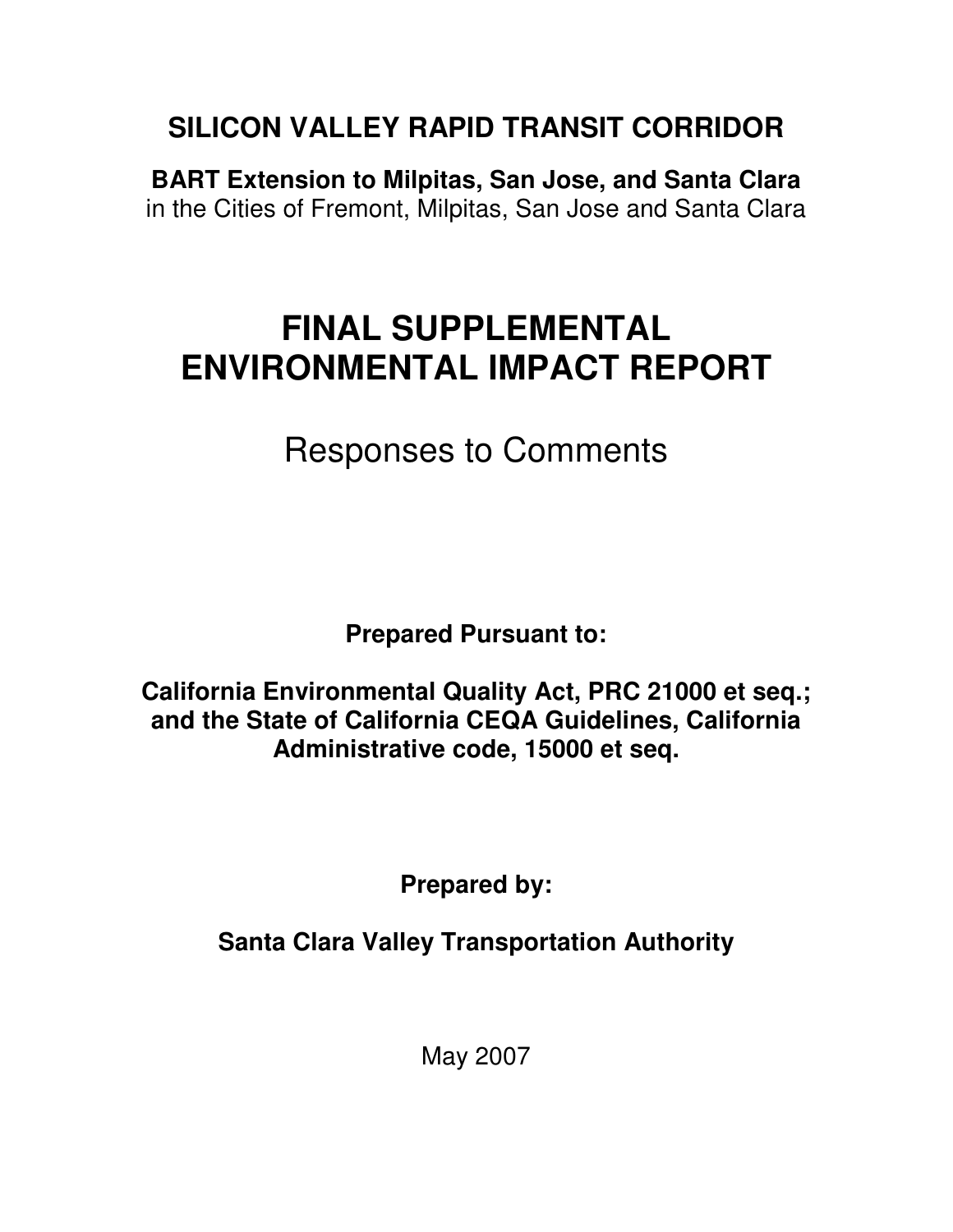# SILICON VALLEY RAPID TRANSIT CORRIDOR

**BART Extension to Milpitas, San Jose, and Santa Clara**
in the Cities of Fremont, Milpitas, San Jose and Santa Clara

# FINAL SUPPLEMENTAL ENVIRONMENTAL IMPACT REPORT

## Responses to Comments

**Prepared Pursuant to:**

**California Environmental Quality Act, PRC 21000 et seq.; and the State of California CEQA Guidelines, California Administrative code, 15000 et seq.**

**Prepared by:**

**Santa Clara Valley Transportation Authority**

May 2007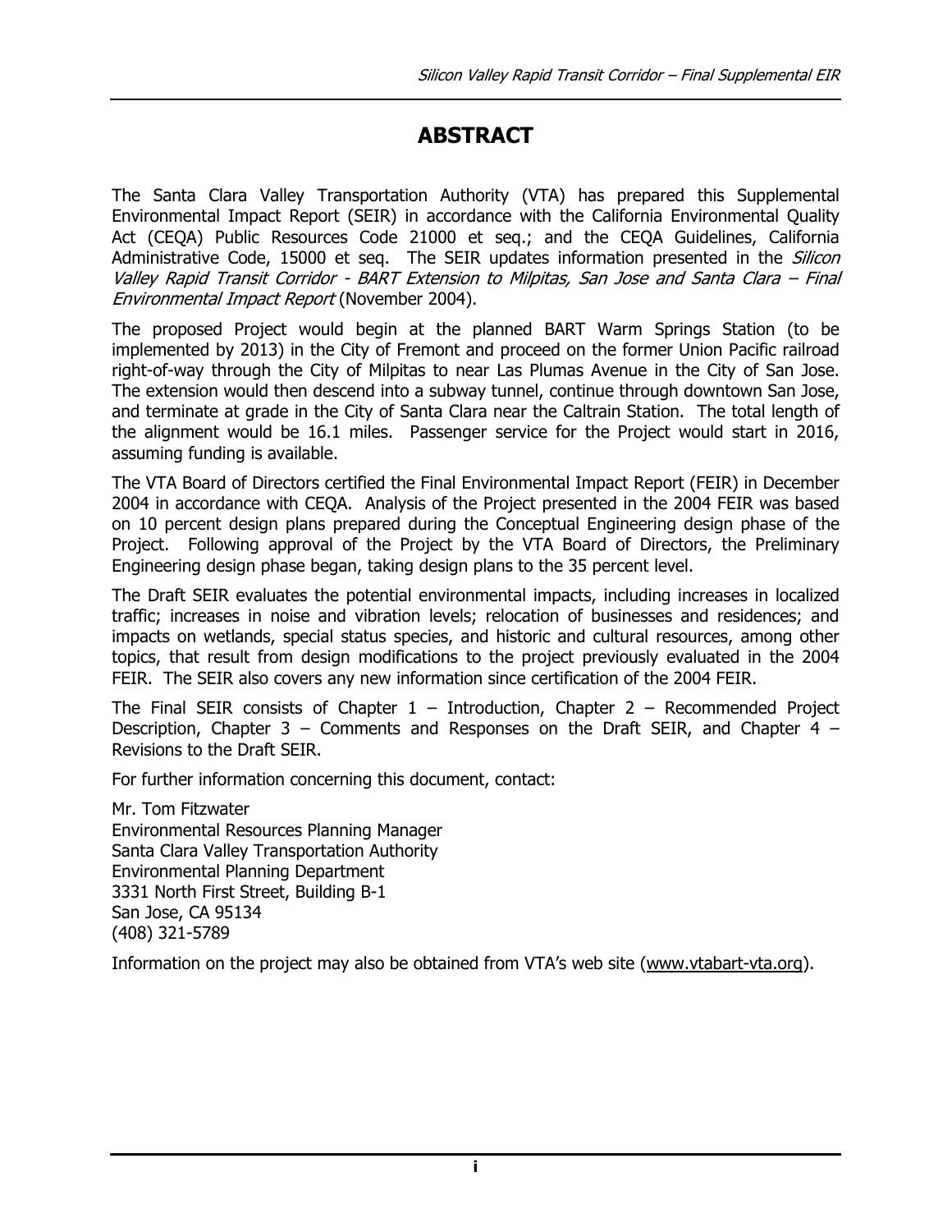# ABSTRACT

The Santa Clara Valley Transportation Authority (VTA) has prepared this Supplemental Environmental Impact Report (SEIR) in accordance with the California Environmental Quality Act (CEQA) Public Resources Code 21000 et seq.; and the CEQA Guidelines, California Administrative Code, 15000 et seq. The SEIR updates information presented in the *Silicon Valley Rapid Transit Corridor - BART Extension to Milpitas, San Jose and Santa Clara – Final Environmental Impact Report* (November 2004).

The proposed Project would begin at the planned BART Warm Springs Station (to be implemented by 2013) in the City of Fremont and proceed on the former Union Pacific railroad right-of-way through the City of Milpitas to near Las Plumas Avenue in the City of San Jose. The extension would then descend into a subway tunnel, continue through downtown San Jose, and terminate at grade in the City of Santa Clara near the Caltrain Station. The total length of the alignment would be 16.1 miles. Passenger service for the Project would start in 2016, assuming funding is available.

The VTA Board of Directors certified the Final Environmental Impact Report (FEIR) in December 2004 in accordance with CEQA. Analysis of the Project presented in the 2004 FEIR was based on 10 percent design plans prepared during the Conceptual Engineering design phase of the Project. Following approval of the Project by the VTA Board of Directors, the Preliminary Engineering design phase began, taking design plans to the 35 percent level.

The Draft SEIR evaluates the potential environmental impacts, including increases in localized traffic; increases in noise and vibration levels; relocation of businesses and residences; and impacts on wetlands, special status species, and historic and cultural resources, among other topics, that result from design modifications to the project previously evaluated in the 2004 FEIR. The SEIR also covers any new information since certification of the 2004 FEIR.

The Final SEIR consists of Chapter 1 – Introduction, Chapter 2 – Recommended Project Description, Chapter 3 – Comments and Responses on the Draft SEIR, and Chapter 4 – Revisions to the Draft SEIR.

For further information concerning this document, contact:

Mr. Tom Fitzwater
Environmental Resources Planning Manager
Santa Clara Valley Transportation Authority
Environmental Planning Department
3331 North First Street, Building B-1
San Jose, CA 95134
(408) 321-5789

Information on the project may also be obtained from VTA's web site (www.vtabart-vta.org).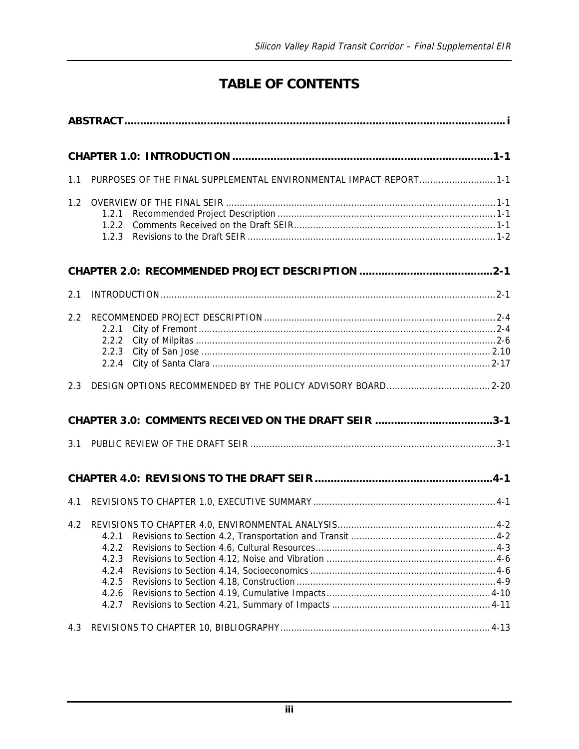# TABLE OF CONTENTS

**ABSTRACT** ........................................................................................................ i

**CHAPTER 1.0: INTRODUCTION** .................................................................................1-1

1.1 PURPOSES OF THE FINAL SUPPLEMENTAL ENVIRONMENTAL IMPACT REPORT............................1-1

1.2 OVERVIEW OF THE FINAL SEIR ..................................................................................................1-1
- 1.2.1 Recommended Project Description ...............................................................................1-1
- 1.2.2 Comments Received on the Draft SEIR.........................................................................1-1
- 1.2.3 Revisions to the Draft SEIR ..........................................................................................1-2

**CHAPTER 2.0: RECOMMENDED PROJECT DESCRIPTION** ..........................................2-1

2.1 INTRODUCTION..........................................................................................................................2-1

2.2 RECOMMENDED PROJECT DESCRIPTION ....................................................................................2-4
- 2.2.1 City of Fremont ............................................................................................................2-4
- 2.2.2 City of Milpitas .............................................................................................................2-6
- 2.2.3 City of San Jose ......................................................................................................... 2.10
- 2.2.4 City of Santa Clara ..................................................................................................... 2-17

2.3 DESIGN OPTIONS RECOMMENDED BY THE POLICY ADVISORY BOARD...................................... 2-20

**CHAPTER 3.0: COMMENTS RECEIVED ON THE DRAFT SEIR** ....................................3-1

3.1 PUBLIC REVIEW OF THE DRAFT SEIR .........................................................................................3-1

**CHAPTER 4.0: REVISIONS TO THE DRAFT SEIR** ........................................................4-1

4.1 REVISIONS TO CHAPTER 1.0, EXECUTIVE SUMMARY ..................................................................4-1

4.2 REVISIONS TO CHAPTER 4.0, ENVIRONMENTAL ANALYSIS..........................................................4-2
- 4.2.1 Revisions to Section 4.2, Transportation and Transit .....................................................4-2
- 4.2.2 Revisions to Section 4.6, Cultural Resources.................................................................4-3
- 4.2.3 Revisions to Section 4.12, Noise and Vibration .............................................................4-6
- 4.2.4 Revisions to Section 4.14, Socioeconomics ...................................................................4-6
- 4.2.5 Revisions to Section 4.18, Construction ........................................................................4-9
- 4.2.6 Revisions to Section 4.19, Cumulative Impacts ........................................................... 4-10
- 4.2.7 Revisions to Section 4.21, Summary of Impacts .......................................................... 4-11

4.3 REVISIONS TO CHAPTER 10, BIBLIOGRAPHY............................................................................ 4-13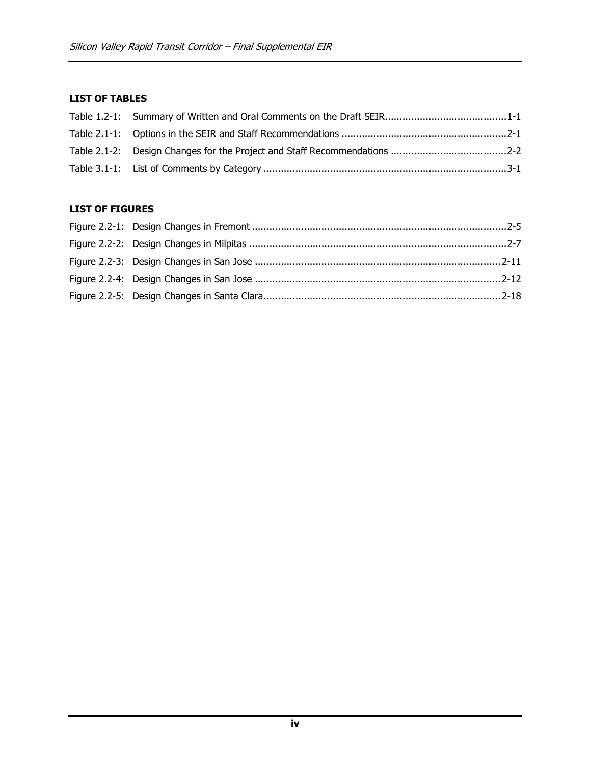**LIST OF TABLES**

Table 1.2-1: Summary of Written and Oral Comments on the Draft SEIR..........................................1-1

Table 2.1-1: Options in the SEIR and Staff Recommendations .........................................................2-1

Table 2.1-2: Design Changes for the Project and Staff Recommendations ........................................2-2

Table 3.1-1: List of Comments by Category ....................................................................................3-1

**LIST OF FIGURES**

Figure 2.2-1: Design Changes in Fremont ........................................................................................2-5

Figure 2.2-2: Design Changes in Milpitas .........................................................................................2-7

Figure 2.2-3: Design Changes in San Jose .....................................................................................2-11

Figure 2.2-4: Design Changes in San Jose .....................................................................................2-12

Figure 2.2-5: Design Changes in Santa Clara..................................................................................2-18